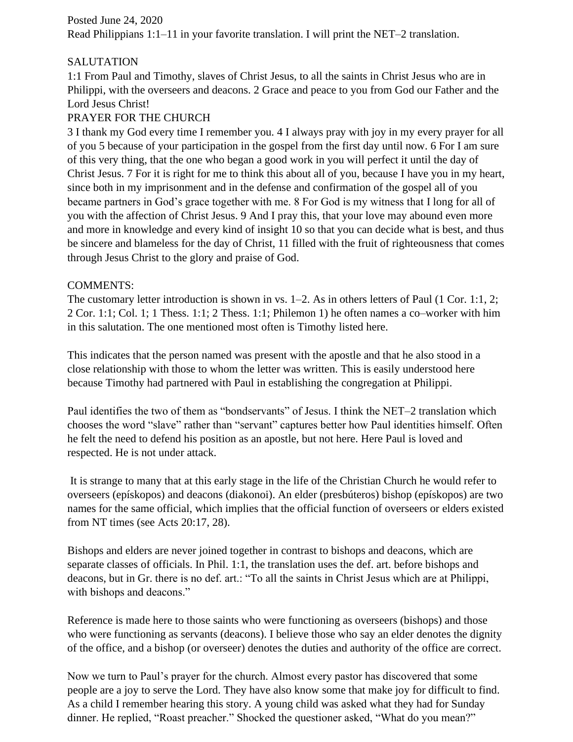Posted June 24, 2020
Read Philippians 1:1–11 in your favorite translation. I will print the NET–2 translation.

SALUTATION
1:1 From Paul and Timothy, slaves of Christ Jesus, to all the saints in Christ Jesus who are in Philippi, with the overseers and deacons. 2 Grace and peace to you from God our Father and the Lord Jesus Christ!
PRAYER FOR THE CHURCH
3 I thank my God every time I remember you. 4 I always pray with joy in my every prayer for all of you 5 because of your participation in the gospel from the first day until now. 6 For I am sure of this very thing, that the one who began a good work in you will perfect it until the day of Christ Jesus. 7 For it is right for me to think this about all of you, because I have you in my heart, since both in my imprisonment and in the defense and confirmation of the gospel all of you became partners in God's grace together with me. 8 For God is my witness that I long for all of you with the affection of Christ Jesus. 9 And I pray this, that your love may abound even more and more in knowledge and every kind of insight 10 so that you can decide what is best, and thus be sincere and blameless for the day of Christ, 11 filled with the fruit of righteousness that comes through Jesus Christ to the glory and praise of God.

COMMENTS:
The customary letter introduction is shown in vs. 1–2. As in others letters of Paul (1 Cor. 1:1, 2; 2 Cor. 1:1; Col. 1; 1 Thess. 1:1; 2 Thess. 1:1; Philemon 1) he often names a co–worker with him in this salutation. The one mentioned most often is Timothy listed here.

This indicates that the person named was present with the apostle and that he also stood in a close relationship with those to whom the letter was written. This is easily understood here because Timothy had partnered with Paul in establishing the congregation at Philippi.

Paul identifies the two of them as "bondservants" of Jesus. I think the NET–2 translation which chooses the word "slave" rather than "servant" captures better how Paul identities himself. Often he felt the need to defend his position as an apostle, but not here. Here Paul is loved and respected. He is not under attack.

It is strange to many that at this early stage in the life of the Christian Church he would refer to overseers (epískopos) and deacons (diakonoi). An elder (presbúteros) bishop (epískopos) are two names for the same official, which implies that the official function of overseers or elders existed from NT times (see Acts 20:17, 28).

Bishops and elders are never joined together in contrast to bishops and deacons, which are separate classes of officials. In Phil. 1:1, the translation uses the def. art. before bishops and deacons, but in Gr. there is no def. art.: "To all the saints in Christ Jesus which are at Philippi, with bishops and deacons."

Reference is made here to those saints who were functioning as overseers (bishops) and those who were functioning as servants (deacons). I believe those who say an elder denotes the dignity of the office, and a bishop (or overseer) denotes the duties and authority of the office are correct.

Now we turn to Paul's prayer for the church. Almost every pastor has discovered that some people are a joy to serve the Lord. They have also know some that make joy for difficult to find. As a child I remember hearing this story. A young child was asked what they had for Sunday dinner. He replied, "Roast preacher." Shocked the questioner asked, "What do you mean?"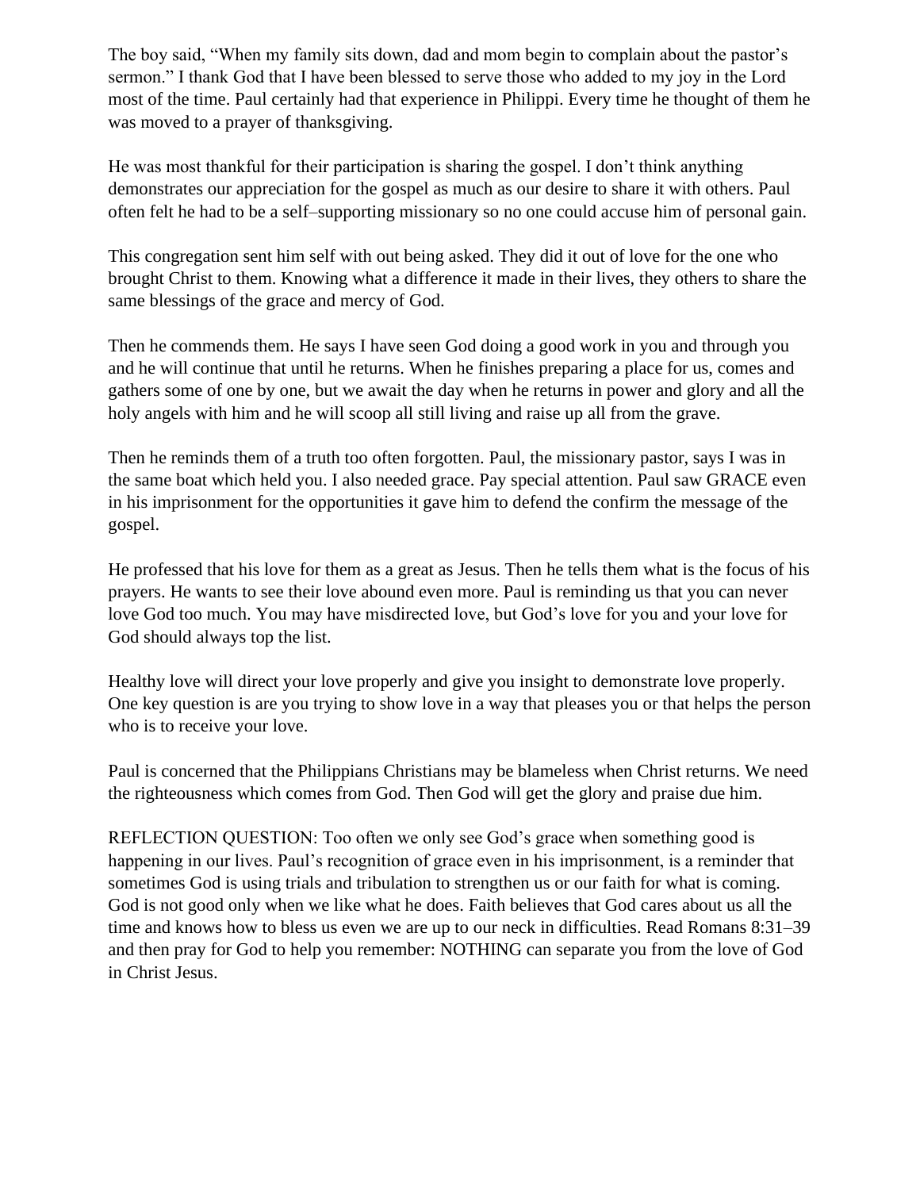The boy said, "When my family sits down, dad and mom begin to complain about the pastor's sermon." I thank God that I have been blessed to serve those who added to my joy in the Lord most of the time. Paul certainly had that experience in Philippi. Every time he thought of them he was moved to a prayer of thanksgiving.

He was most thankful for their participation is sharing the gospel. I don't think anything demonstrates our appreciation for the gospel as much as our desire to share it with others. Paul often felt he had to be a self–supporting missionary so no one could accuse him of personal gain.

This congregation sent him self with out being asked. They did it out of love for the one who brought Christ to them. Knowing what a difference it made in their lives, they others to share the same blessings of the grace and mercy of God.

Then he commends them. He says I have seen God doing a good work in you and through you and he will continue that until he returns. When he finishes preparing a place for us, comes and gathers some of one by one, but we await the day when he returns in power and glory and all the holy angels with him and he will scoop all still living and raise up all from the grave.

Then he reminds them of a truth too often forgotten. Paul, the missionary pastor, says I was in the same boat which held you. I also needed grace. Pay special attention. Paul saw GRACE even in his imprisonment for the opportunities it gave him to defend the confirm the message of the gospel.

He professed that his love for them as a great as Jesus. Then he tells them what is the focus of his prayers. He wants to see their love abound even more. Paul is reminding us that you can never love God too much. You may have misdirected love, but God's love for you and your love for God should always top the list.

Healthy love will direct your love properly and give you insight to demonstrate love properly. One key question is are you trying to show love in a way that pleases you or that helps the person who is to receive your love.

Paul is concerned that the Philippians Christians may be blameless when Christ returns. We need the righteousness which comes from God. Then God will get the glory and praise due him.

REFLECTION QUESTION: Too often we only see God's grace when something good is happening in our lives. Paul's recognition of grace even in his imprisonment, is a reminder that sometimes God is using trials and tribulation to strengthen us or our faith for what is coming. God is not good only when we like what he does. Faith believes that God cares about us all the time and knows how to bless us even we are up to our neck in difficulties. Read Romans 8:31–39 and then pray for God to help you remember: NOTHING can separate you from the love of God in Christ Jesus.